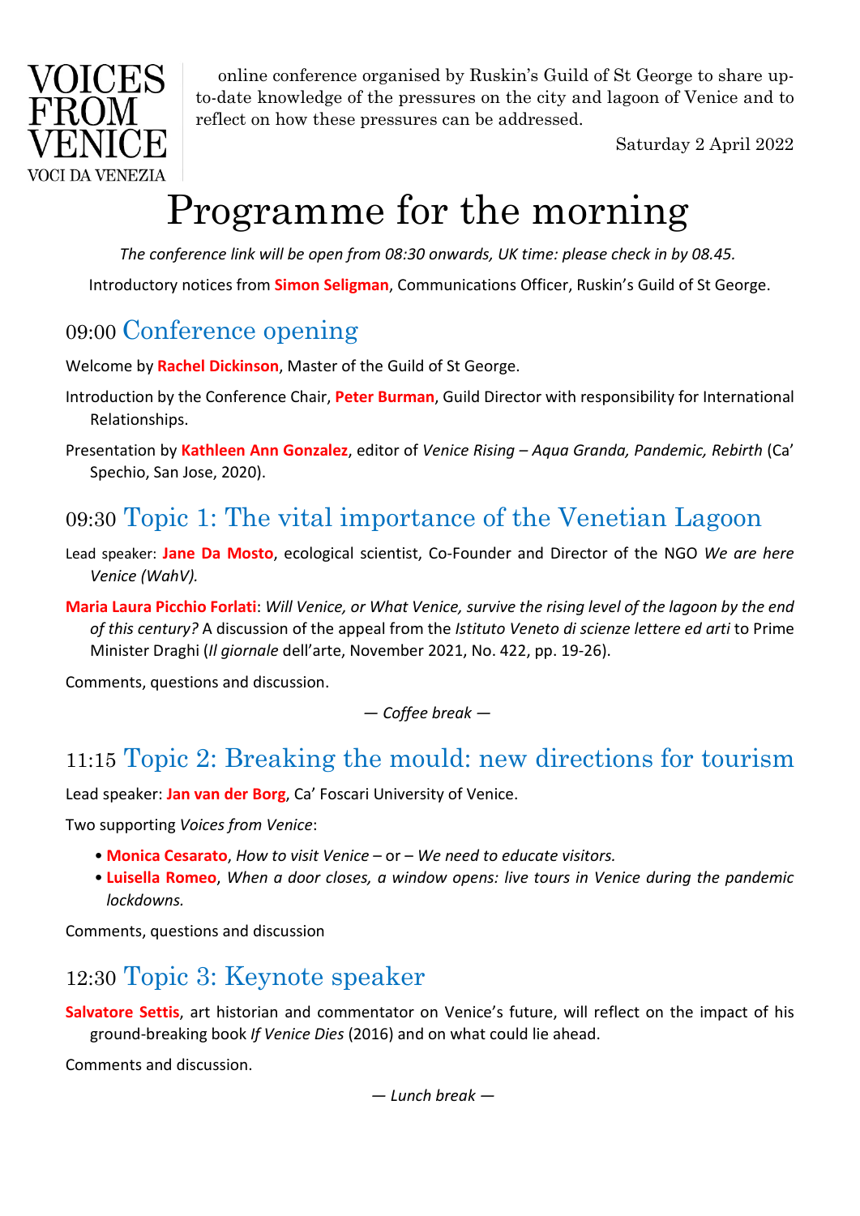VOICES FROM VENICE

VOCI DA VENEZIA

online conference organised by Ruskin's Guild of St George to share up-to-date knowledge of the pressures on the city and lagoon of Venice and to reflect on how these pressures can be addressed.

Saturday 2 April 2022

# Programme for the morning

*The conference link will be open from 08:30 onwards, UK time: please check in by 08.45.*

Introductory notices from **Simon Seligman**, Communications Officer, Ruskin's Guild of St George.

## 09:00 Conference opening

Welcome by **Rachel Dickinson**, Master of the Guild of St George.

Introduction by the Conference Chair, **Peter Burman**, Guild Director with responsibility for International Relationships.

Presentation by **Kathleen Ann Gonzalez**, editor of *Venice Rising – Aqua Granda, Pandemic, Rebirth* (Ca' Spechio, San Jose, 2020).

## 09:30 Topic 1: The vital importance of the Venetian Lagoon

Lead speaker: **Jane Da Mosto**, ecological scientist, Co-Founder and Director of the NGO *We are here Venice (WahV).*

**Maria Laura Picchio Forlati**: *Will Venice, or What Venice, survive the rising level of the lagoon by the end of this century?* A discussion of the appeal from the *Istituto Veneto di scienze lettere ed arti* to Prime Minister Draghi (*Il giornale* dell'arte, November 2021, No. 422, pp. 19-26).

Comments, questions and discussion.

*— Coffee break —*

## 11:15 Topic 2: Breaking the mould: new directions for tourism

Lead speaker: **Jan van der Borg**, Ca' Foscari University of Venice.

Two supporting *Voices from Venice*:

- **Monica Cesarato**, *How to visit Venice* – or – *We need to educate visitors.*
- **Luisella Romeo**, *When a door closes, a window opens: live tours in Venice during the pandemic lockdowns.*

Comments, questions and discussion

## 12:30 Topic 3: Keynote speaker

**Salvatore Settis**, art historian and commentator on Venice's future, will reflect on the impact of his ground-breaking book *If Venice Dies* (2016) and on what could lie ahead.

Comments and discussion.

*— Lunch break —*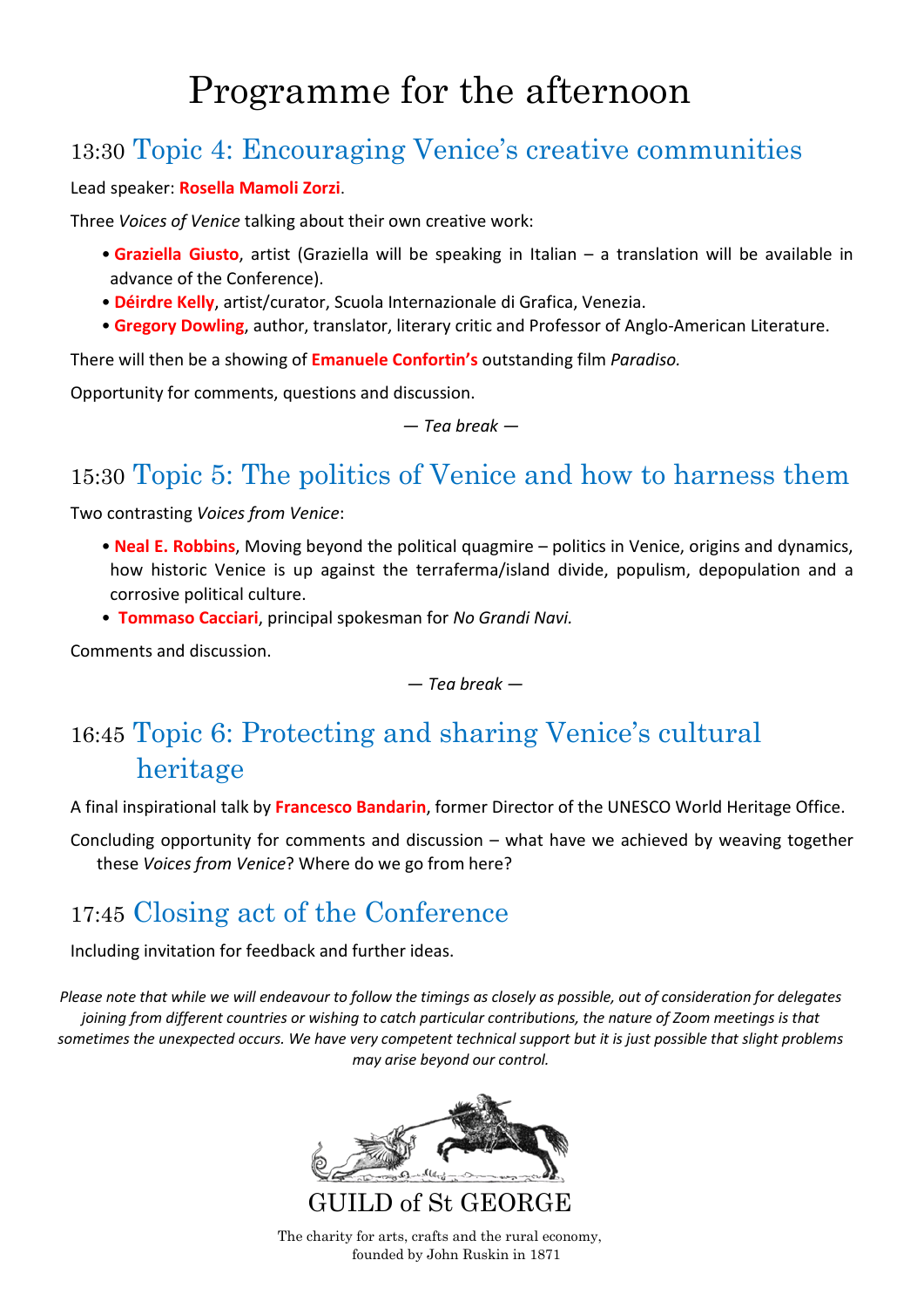# Programme for the afternoon

## 13:30 Topic 4: Encouraging Venice's creative communities

Lead speaker: **Rosella Mamoli Zorzi**.

Three *Voices of Venice* talking about their own creative work:

- **Graziella Giusto**, artist (Graziella will be speaking in Italian – a translation will be available in advance of the Conference).
- **Déirdre Kelly**, artist/curator, Scuola Internazionale di Grafica, Venezia.
- **Gregory Dowling**, author, translator, literary critic and Professor of Anglo-American Literature.

There will then be a showing of **Emanuele Confortin's** outstanding film *Paradiso.*

Opportunity for comments, questions and discussion.

*— Tea break —*

## 15:30 Topic 5: The politics of Venice and how to harness them

Two contrasting *Voices from Venice*:

- **Neal E. Robbins**, Moving beyond the political quagmire – politics in Venice, origins and dynamics, how historic Venice is up against the terraferma/island divide, populism, depopulation and a corrosive political culture.
- **Tommaso Cacciari**, principal spokesman for *No Grandi Navi.*

Comments and discussion.

*— Tea break —*

## 16:45 Topic 6: Protecting and sharing Venice's cultural heritage

A final inspirational talk by **Francesco Bandarin**, former Director of the UNESCO World Heritage Office.

Concluding opportunity for comments and discussion – what have we achieved by weaving together these *Voices from Venice*? Where do we go from here?

## 17:45 Closing act of the Conference

Including invitation for feedback and further ideas.

*Please note that while we will endeavour to follow the timings as closely as possible, out of consideration for delegates joining from different countries or wishing to catch particular contributions, the nature of Zoom meetings is that sometimes the unexpected occurs. We have very competent technical support but it is just possible that slight problems may arise beyond our control.*

GUILD of St GEORGE

The charity for arts, crafts and the rural economy, founded by John Ruskin in 1871